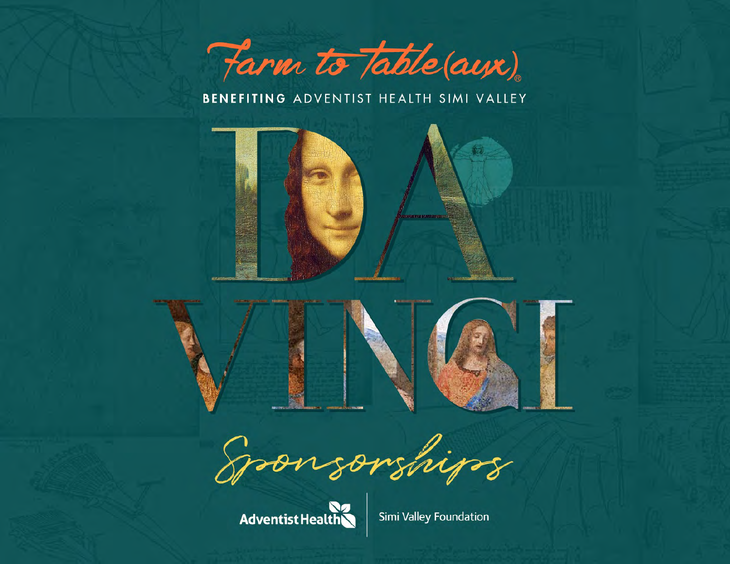# Farm to Table(aux)®

**BENEFITING** ADVENTIST HEALTH SIMI VALLEY

# DA VINCI

## Sponsorships

Adventist Health | Simi Valley Foundation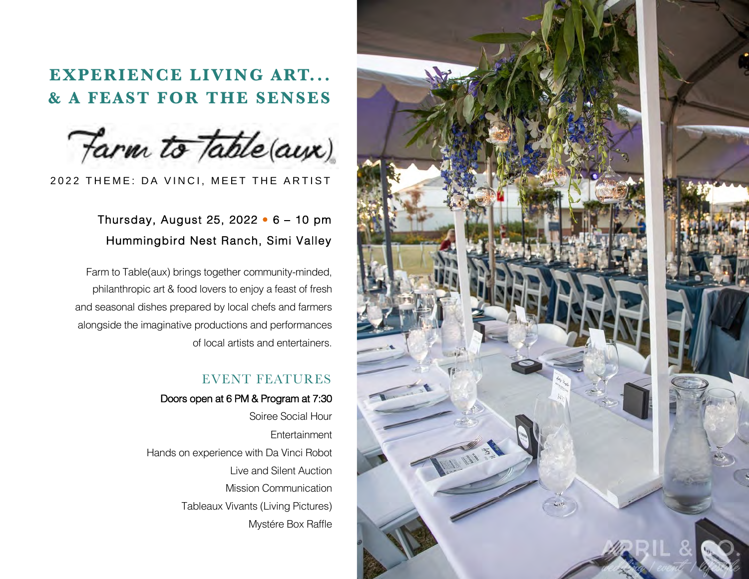# EXPERIENCE LIVING ART... & A FEAST FOR THE SENSES

Farm to Table(aux)

2022 THEME: DA VINCI, MEET THE ARTIST

Thursday, August 25, 2022 • 6 – 10 pm
Hummingbird Nest Ranch, Simi Valley

Farm to Table(aux) brings together community-minded, philanthropic art & food lovers to enjoy a feast of fresh and seasonal dishes prepared by local chefs and farmers alongside the imaginative productions and performances of local artists and entertainers.

## EVENT FEATURES

Doors open at 6 PM & Program at 7:30

Soiree Social Hour

Entertainment

Hands on experience with Da Vinci Robot

Live and Silent Auction

Mission Communication

Tableaux Vivants (Living Pictures)

Mystére Box Raffle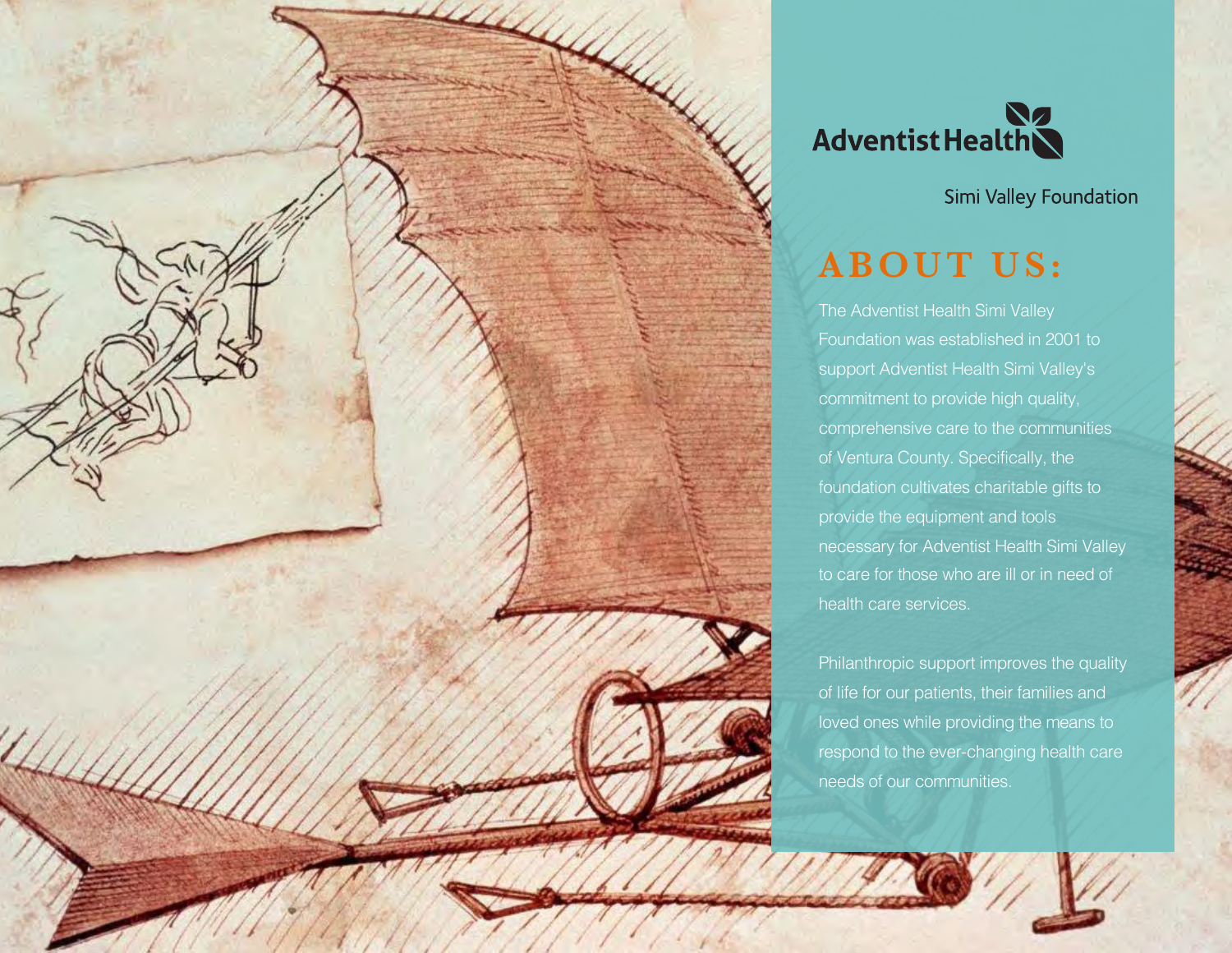Adventist Health

Simi Valley Foundation

# ABOUT US:

The Adventist Health Simi Valley Foundation was established in 2001 to support Adventist Health Simi Valley's commitment to provide high quality, comprehensive care to the communities of Ventura County. Specifically, the foundation cultivates charitable gifts to provide the equipment and tools necessary for Adventist Health Simi Valley to care for those who are ill or in need of health care services.

Philanthropic support improves the quality of life for our patients, their families and loved ones while providing the means to respond to the ever-changing health care needs of our communities.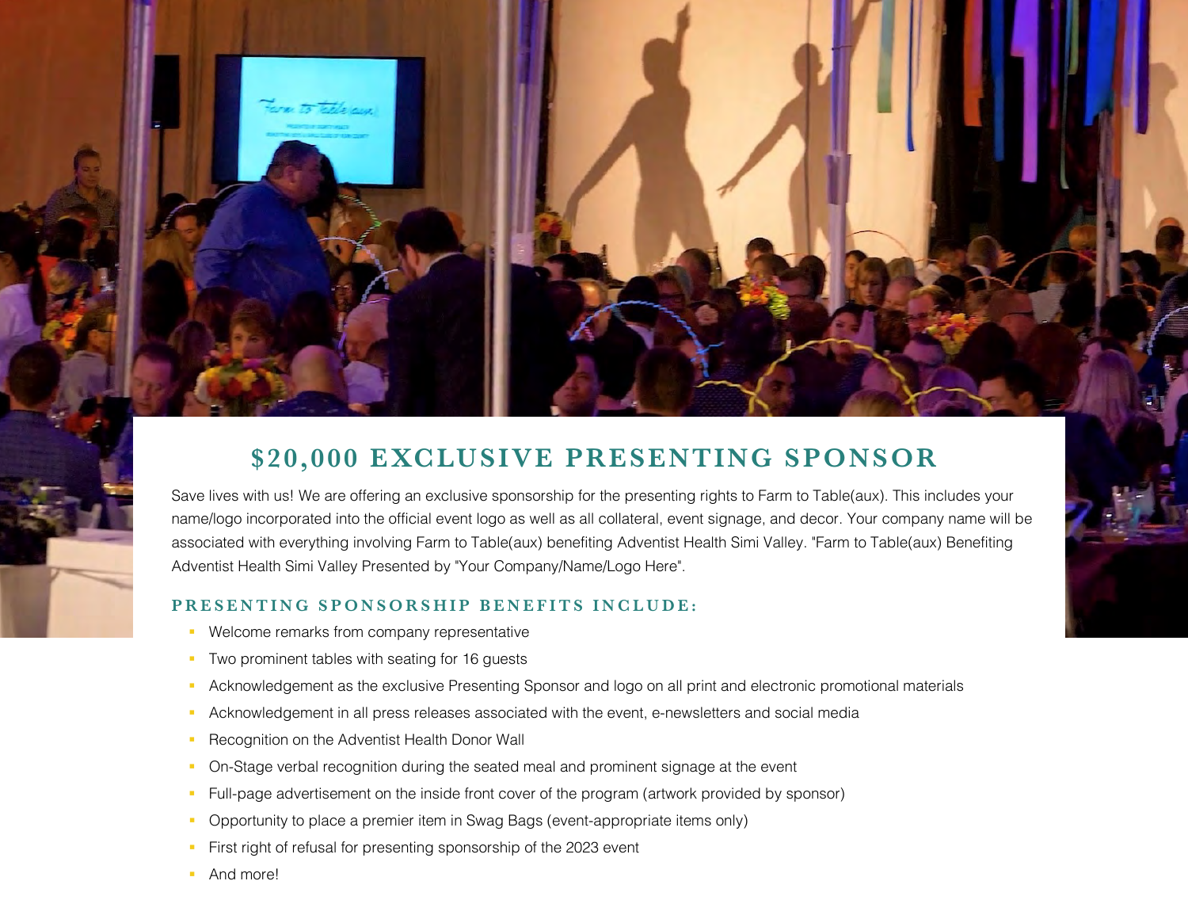## $20,000 EXCLUSIVE PRESENTING SPONSOR

Save lives with us! We are offering an exclusive sponsorship for the presenting rights to Farm to Table(aux). This includes your name/logo incorporated into the official event logo as well as all collateral, event signage, and decor. Your company name will be associated with everything involving Farm to Table(aux) benefiting Adventist Health Simi Valley. "Farm to Table(aux) Benefiting Adventist Health Simi Valley Presented by "Your Company/Name/Logo Here".

### PRESENTING SPONSORSHIP BENEFITS INCLUDE:

- Welcome remarks from company representative
- Two prominent tables with seating for 16 guests
- Acknowledgement as the exclusive Presenting Sponsor and logo on all print and electronic promotional materials
- Acknowledgement in all press releases associated with the event, e-newsletters and social media
- Recognition on the Adventist Health Donor Wall
- On-Stage verbal recognition during the seated meal and prominent signage at the event
- Full-page advertisement on the inside front cover of the program (artwork provided by sponsor)
- Opportunity to place a premier item in Swag Bags (event-appropriate items only)
- First right of refusal for presenting sponsorship of the 2023 event
- And more!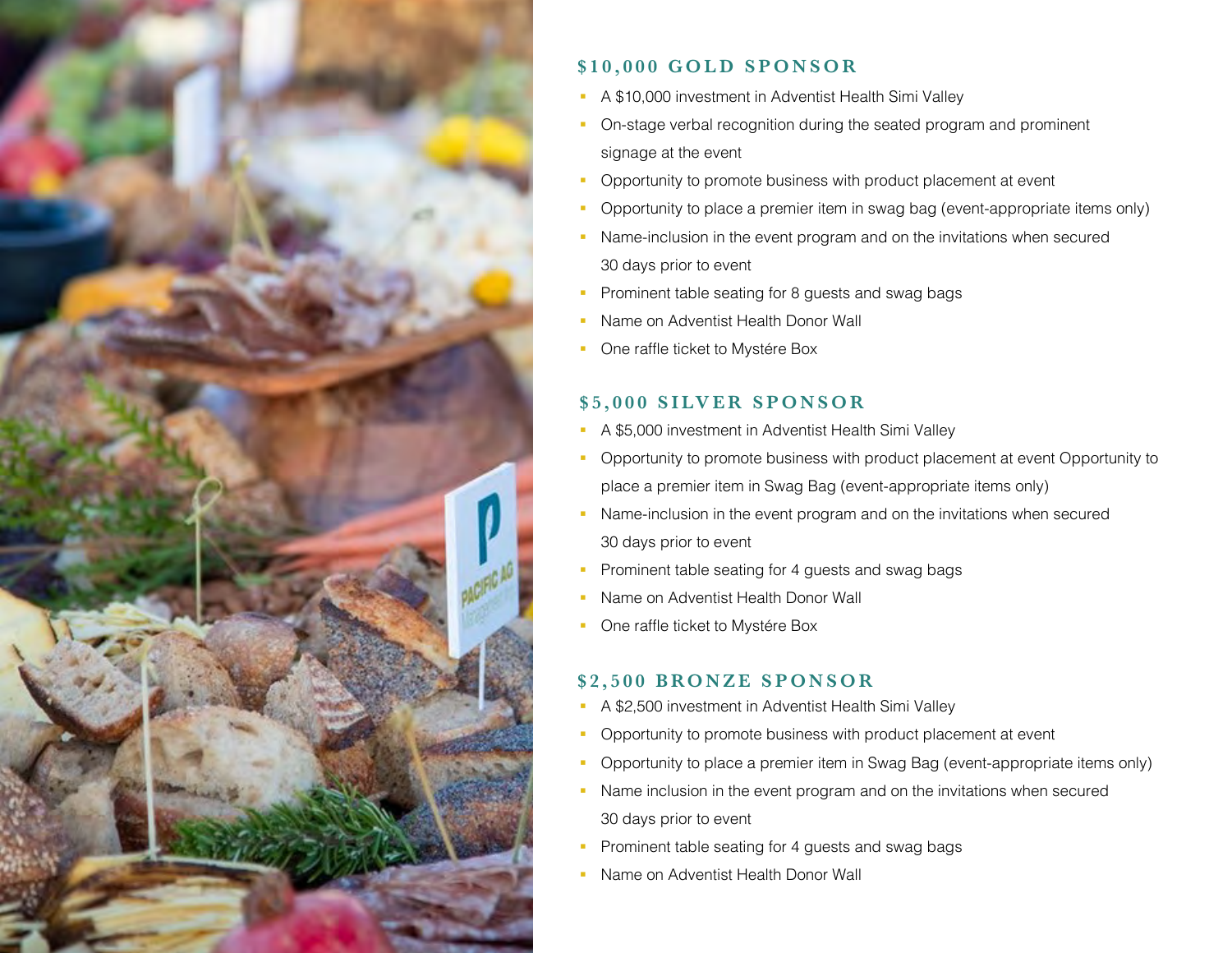## $10,000 GOLD SPONSOR

- A $10,000 investment in Adventist Health Simi Valley
- On-stage verbal recognition during the seated program and prominent signage at the event
- Opportunity to promote business with product placement at event
- Opportunity to place a premier item in swag bag (event-appropriate items only)
- Name-inclusion in the event program and on the invitations when secured 30 days prior to event
- Prominent table seating for 8 guests and swag bags
- Name on Adventist Health Donor Wall
- One raffle ticket to Mystére Box

## $5,000 SILVER SPONSOR

- A $5,000 investment in Adventist Health Simi Valley
- Opportunity to promote business with product placement at event Opportunity to place a premier item in Swag Bag (event-appropriate items only)
- Name-inclusion in the event program and on the invitations when secured 30 days prior to event
- Prominent table seating for 4 guests and swag bags
- Name on Adventist Health Donor Wall
- One raffle ticket to Mystére Box

## $2,500 BRONZE SPONSOR

- A $2,500 investment in Adventist Health Simi Valley
- Opportunity to promote business with product placement at event
- Opportunity to place a premier item in Swag Bag (event-appropriate items only)
- Name inclusion in the event program and on the invitations when secured 30 days prior to event
- Prominent table seating for 4 guests and swag bags
- Name on Adventist Health Donor Wall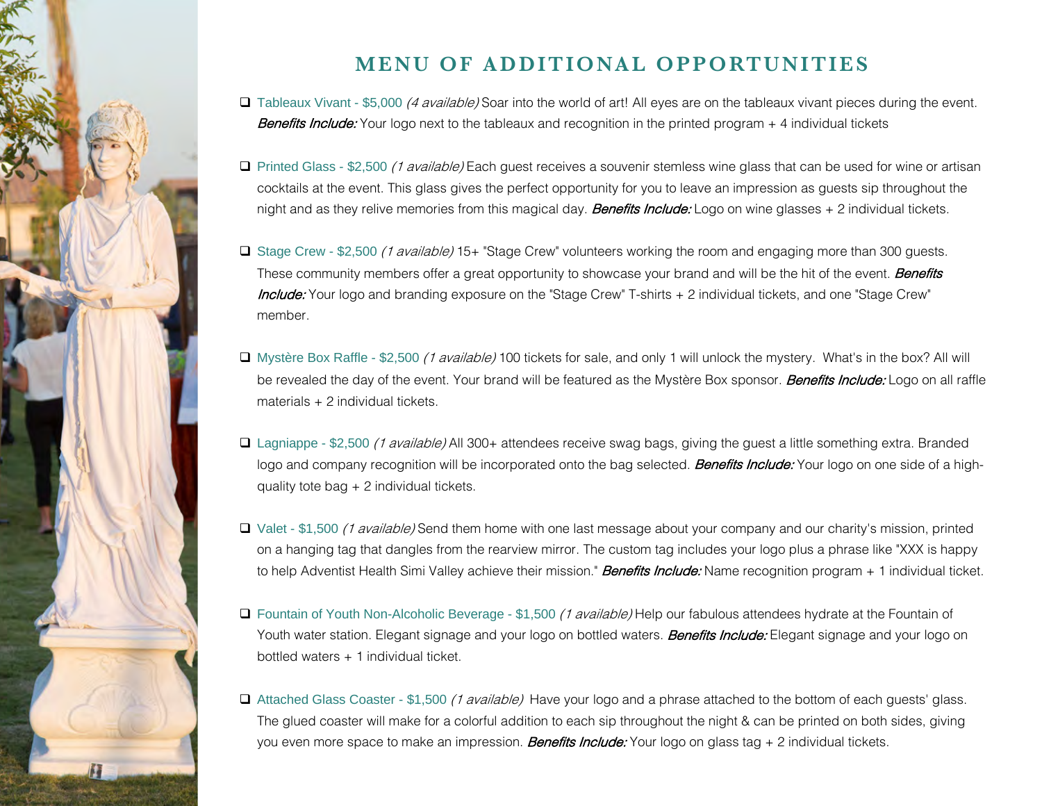## MENU OF ADDITIONAL OPPORTUNITIES

- Tableaux Vivant - $5,000 *(4 available)* Soar into the world of art! All eyes are on the tableaux vivant pieces during the event. ***Benefits Include:*** Your logo next to the tableaux and recognition in the printed program + 4 individual tickets

- Printed Glass - $2,500 *(1 available)* Each guest receives a souvenir stemless wine glass that can be used for wine or artisan cocktails at the event. This glass gives the perfect opportunity for you to leave an impression as guests sip throughout the night and as they relive memories from this magical day. ***Benefits Include:*** Logo on wine glasses + 2 individual tickets.

- Stage Crew - $2,500 *(1 available)* 15+ "Stage Crew" volunteers working the room and engaging more than 300 guests. These community members offer a great opportunity to showcase your brand and will be the hit of the event. ***Benefits Include:*** Your logo and branding exposure on the "Stage Crew" T-shirts + 2 individual tickets, and one "Stage Crew" member.

- Mystère Box Raffle - $2,500 *(1 available)* 100 tickets for sale, and only 1 will unlock the mystery. What's in the box? All will be revealed the day of the event. Your brand will be featured as the Mystère Box sponsor. ***Benefits Include:*** Logo on all raffle materials + 2 individual tickets.

- Lagniappe - $2,500 *(1 available)* All 300+ attendees receive swag bags, giving the guest a little something extra. Branded logo and company recognition will be incorporated onto the bag selected. ***Benefits Include:*** Your logo on one side of a high-quality tote bag + 2 individual tickets.

- Valet - $1,500 *(1 available)* Send them home with one last message about your company and our charity's mission, printed on a hanging tag that dangles from the rearview mirror. The custom tag includes your logo plus a phrase like "XXX is happy to help Adventist Health Simi Valley achieve their mission." ***Benefits Include:*** Name recognition program + 1 individual ticket.

- Fountain of Youth Non-Alcoholic Beverage - $1,500 *(1 available)* Help our fabulous attendees hydrate at the Fountain of Youth water station. Elegant signage and your logo on bottled waters. ***Benefits Include:*** Elegant signage and your logo on bottled waters + 1 individual ticket.

- Attached Glass Coaster - $1,500 *(1 available)* Have your logo and a phrase attached to the bottom of each guests' glass. The glued coaster will make for a colorful addition to each sip throughout the night & can be printed on both sides, giving you even more space to make an impression. ***Benefits Include:*** Your logo on glass tag + 2 individual tickets.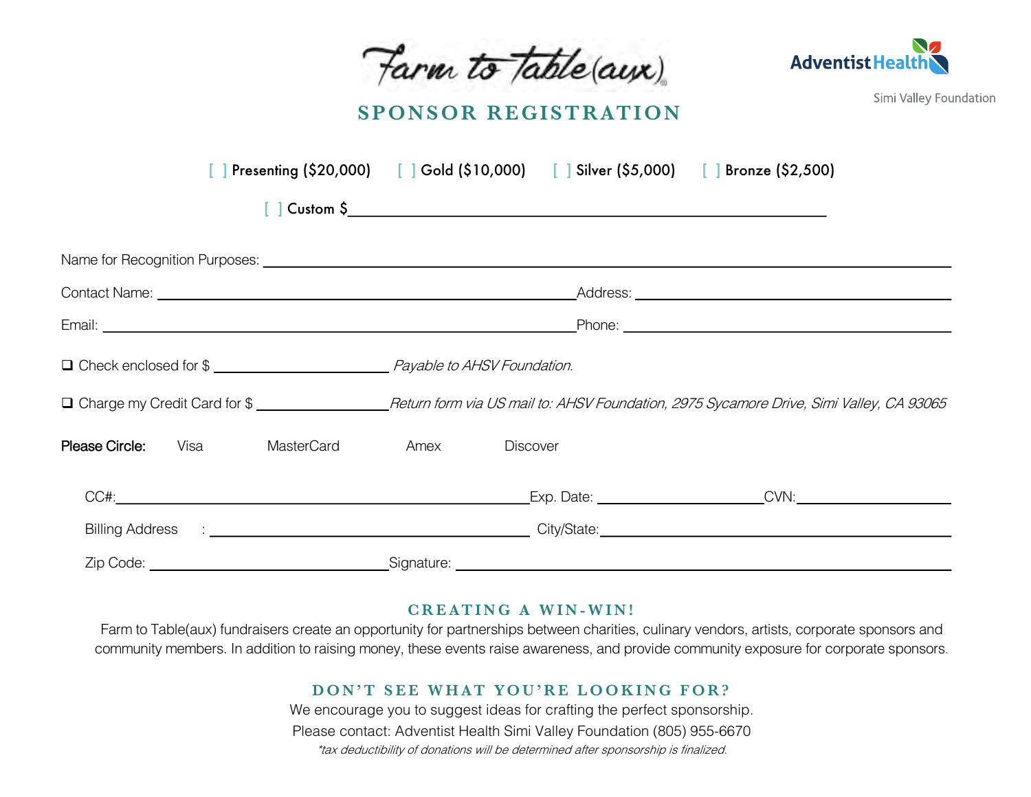# Farm to Table(aux)

Adventist Health
Simi Valley Foundation

## SPONSOR REGISTRATION

[ ] Presenting ($20,000)  [ ] Gold ($10,000)  [ ] Silver ($5,000)  [ ] Bronze ($2,500)

[ ] Custom $______________________________________________

Name for Recognition Purposes: ______________________________________________

Contact Name: ______________________________ Address: ______________________________

Email: ______________________________ Phone: ______________________________

❑ Check enclosed for $ ____________ *Payable to AHSV Foundation.*

❑ Charge my Credit Card for $ ____________ *Return form via US mail to: AHSV Foundation, 2975 Sycamore Drive, Simi Valley, CA 93065*

Please Circle: Visa MasterCard Amex Discover

CC#: ______________________________ Exp. Date: ____________ CVN: ____________

Billing Address : ______________________________ City/State: ______________________________

Zip Code: ____________ Signature: ______________________________

### CREATING A WIN-WIN!

Farm to Table(aux) fundraisers create an opportunity for partnerships between charities, culinary vendors, artists, corporate sponsors and community members. In addition to raising money, these events raise awareness, and provide community exposure for corporate sponsors.

### DON'T SEE WHAT YOU'RE LOOKING FOR?

We encourage you to suggest ideas for crafting the perfect sponsorship.

Please contact: Adventist Health Simi Valley Foundation (805) 955-6670

*\*tax deductibility of donations will be determined after sponsorship is finalized.*